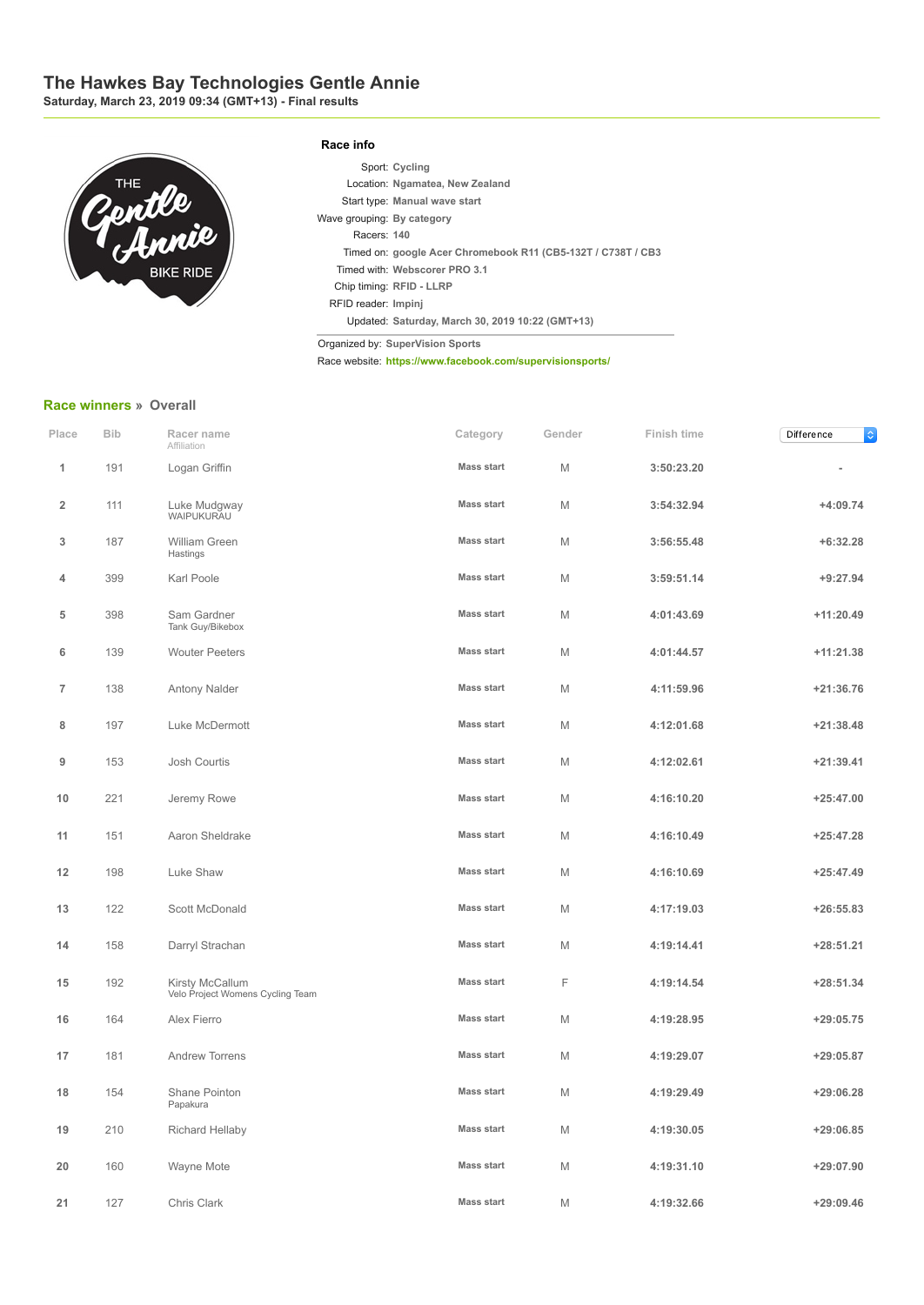# The Hawkes Bay Technologies Gentle Annie

**Saturday, March 23, 2019 09:34 (GMT+13) - Final results**

### Race info

Sport: **Cycling**
Location: **Ngamatea, New Zealand**
Start type: **Manual wave start**
Wave grouping: **By category**
Racers: **140**
Timed on: **google Acer Chromebook R11 (CB5-132T / C738T / CB3**
Timed with: **Webscorer PRO 3.1**
Chip timing: **RFID - LLRP**
RFID reader: **Impinj**
Updated: **Saturday, March 30, 2019 10:22 (GMT+13)**

Organized by: **SuperVision Sports**
Race website: **https://www.facebook.com/supervisionsports/**

## Race winners » Overall

| Place | Bib | Racer name / Affiliation | Category | Gender | Finish time | Difference |
|---|---|---|---|---|---|---|
| 1 | 191 | Logan Griffin | Mass start | M | 3:50:23.20 | - |
| 2 | 111 | Luke Mudgway / WAIPUKURAU | Mass start | M | 3:54:32.94 | +4:09.74 |
| 3 | 187 | William Green / Hastings | Mass start | M | 3:56:55.48 | +6:32.28 |
| 4 | 399 | Karl Poole | Mass start | M | 3:59:51.14 | +9:27.94 |
| 5 | 398 | Sam Gardner / Tank Guy/Bikebox | Mass start | M | 4:01:43.69 | +11:20.49 |
| 6 | 139 | Wouter Peeters | Mass start | M | 4:01:44.57 | +11:21.38 |
| 7 | 138 | Antony Nalder | Mass start | M | 4:11:59.96 | +21:36.76 |
| 8 | 197 | Luke McDermott | Mass start | M | 4:12:01.68 | +21:38.48 |
| 9 | 153 | Josh Courtis | Mass start | M | 4:12:02.61 | +21:39.41 |
| 10 | 221 | Jeremy Rowe | Mass start | M | 4:16:10.20 | +25:47.00 |
| 11 | 151 | Aaron Sheldrake | Mass start | M | 4:16:10.49 | +25:47.28 |
| 12 | 198 | Luke Shaw | Mass start | M | 4:16:10.69 | +25:47.49 |
| 13 | 122 | Scott McDonald | Mass start | M | 4:17:19.03 | +26:55.83 |
| 14 | 158 | Darryl Strachan | Mass start | M | 4:19:14.41 | +28:51.21 |
| 15 | 192 | Kirsty McCallum / Velo Project Womens Cycling Team | Mass start | F | 4:19:14.54 | +28:51.34 |
| 16 | 164 | Alex Fierro | Mass start | M | 4:19:28.95 | +29:05.75 |
| 17 | 181 | Andrew Torrens | Mass start | M | 4:19:29.07 | +29:05.87 |
| 18 | 154 | Shane Pointon / Papakura | Mass start | M | 4:19:29.49 | +29:06.28 |
| 19 | 210 | Richard Hellaby | Mass start | M | 4:19:30.05 | +29:06.85 |
| 20 | 160 | Wayne Mote | Mass start | M | 4:19:31.10 | +29:07.90 |
| 21 | 127 | Chris Clark | Mass start | M | 4:19:32.66 | +29:09.46 |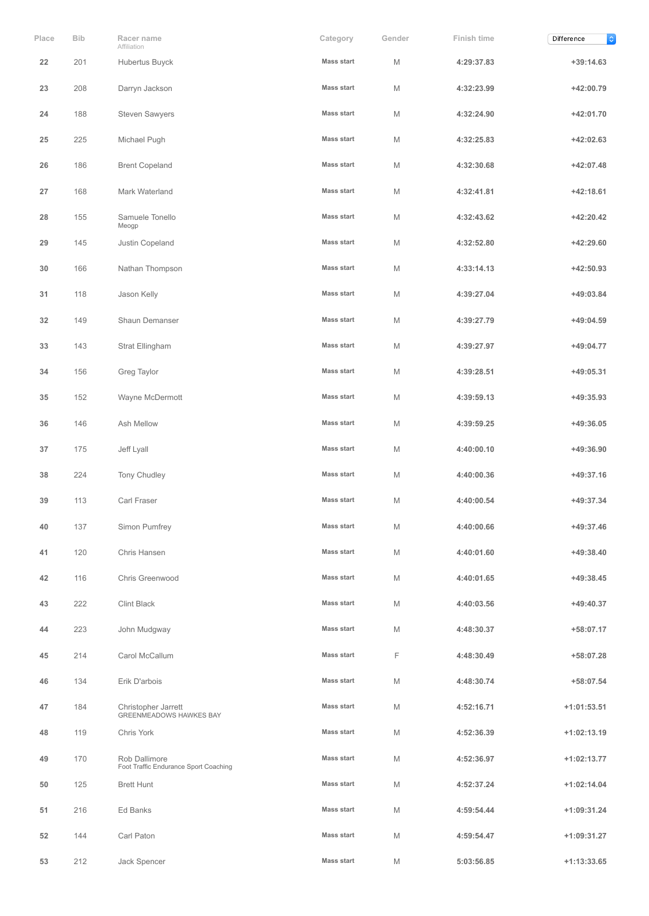| Place | Bib | Racer name<br>Affiliation | Category | Gender | Finish time | Difference |
|---|---|---|---|---|---|---|
| 22 | 201 | Hubertus Buyck | Mass start | M | 4:29:37.83 | +39:14.63 |
| 23 | 208 | Darryn Jackson | Mass start | M | 4:32:23.99 | +42:00.79 |
| 24 | 188 | Steven Sawyers | Mass start | M | 4:32:24.90 | +42:01.70 |
| 25 | 225 | Michael Pugh | Mass start | M | 4:32:25.83 | +42:02.63 |
| 26 | 186 | Brent Copeland | Mass start | M | 4:32:30.68 | +42:07.48 |
| 27 | 168 | Mark Waterland | Mass start | M | 4:32:41.81 | +42:18.61 |
| 28 | 155 | Samuele Tonello<br>Meogp | Mass start | M | 4:32:43.62 | +42:20.42 |
| 29 | 145 | Justin Copeland | Mass start | M | 4:32:52.80 | +42:29.60 |
| 30 | 166 | Nathan Thompson | Mass start | M | 4:33:14.13 | +42:50.93 |
| 31 | 118 | Jason Kelly | Mass start | M | 4:39:27.04 | +49:03.84 |
| 32 | 149 | Shaun Demanser | Mass start | M | 4:39:27.79 | +49:04.59 |
| 33 | 143 | Strat Ellingham | Mass start | M | 4:39:27.97 | +49:04.77 |
| 34 | 156 | Greg Taylor | Mass start | M | 4:39:28.51 | +49:05.31 |
| 35 | 152 | Wayne McDermott | Mass start | M | 4:39:59.13 | +49:35.93 |
| 36 | 146 | Ash Mellow | Mass start | M | 4:39:59.25 | +49:36.05 |
| 37 | 175 | Jeff Lyall | Mass start | M | 4:40:00.10 | +49:36.90 |
| 38 | 224 | Tony Chudley | Mass start | M | 4:40:00.36 | +49:37.16 |
| 39 | 113 | Carl Fraser | Mass start | M | 4:40:00.54 | +49:37.34 |
| 40 | 137 | Simon Pumfrey | Mass start | M | 4:40:00.66 | +49:37.46 |
| 41 | 120 | Chris Hansen | Mass start | M | 4:40:01.60 | +49:38.40 |
| 42 | 116 | Chris Greenwood | Mass start | M | 4:40:01.65 | +49:38.45 |
| 43 | 222 | Clint Black | Mass start | M | 4:40:03.56 | +49:40.37 |
| 44 | 223 | John Mudgway | Mass start | M | 4:48:30.37 | +58:07.17 |
| 45 | 214 | Carol McCallum | Mass start | F | 4:48:30.49 | +58:07.28 |
| 46 | 134 | Erik D'arbois | Mass start | M | 4:48:30.74 | +58:07.54 |
| 47 | 184 | Christopher Jarrett<br>GREENMEADOWS HAWKES BAY | Mass start | M | 4:52:16.71 | +1:01:53.51 |
| 48 | 119 | Chris York | Mass start | M | 4:52:36.39 | +1:02:13.19 |
| 49 | 170 | Rob Dallimore<br>Foot Traffic Endurance Sport Coaching | Mass start | M | 4:52:36.97 | +1:02:13.77 |
| 50 | 125 | Brett Hunt | Mass start | M | 4:52:37.24 | +1:02:14.04 |
| 51 | 216 | Ed Banks | Mass start | M | 4:59:54.44 | +1:09:31.24 |
| 52 | 144 | Carl Paton | Mass start | M | 4:59:54.47 | +1:09:31.27 |
| 53 | 212 | Jack Spencer | Mass start | M | 5:03:56.85 | +1:13:33.65 |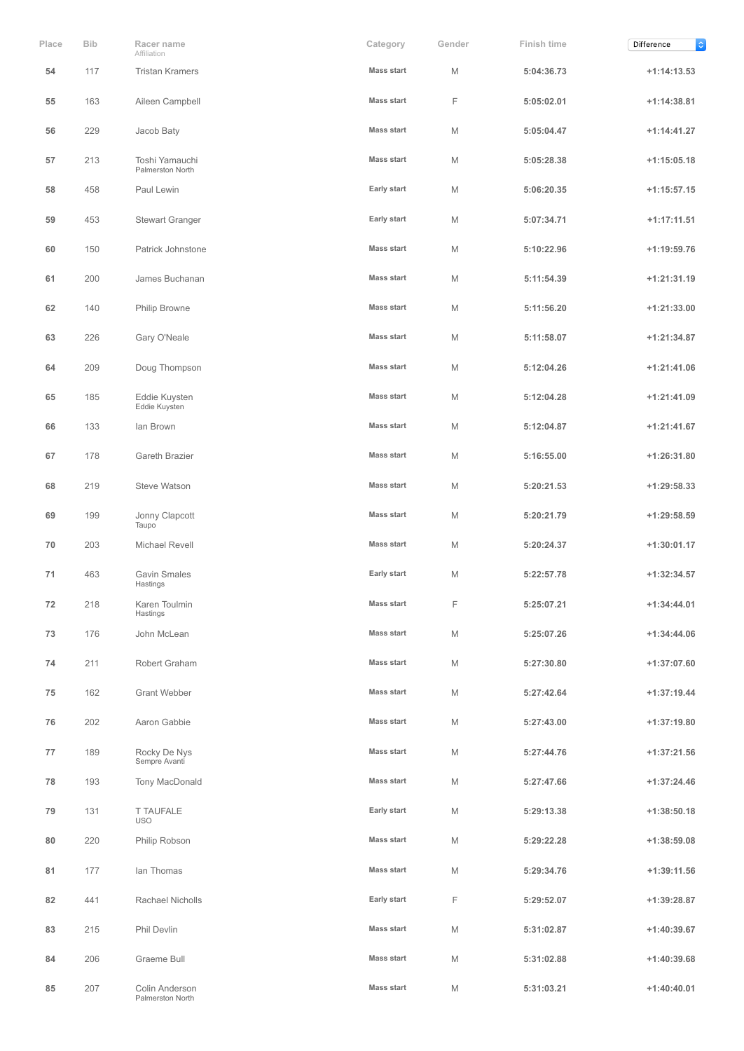| Place | Bib | Racer name<br>Affiliation | Category | Gender | Finish time | Difference |
|---|---|---|---|---|---|---|
| 54 | 117 | Tristan Kramers | Mass start | M | 5:04:36.73 | +1:14:13.53 |
| 55 | 163 | Aileen Campbell | Mass start | F | 5:05:02.01 | +1:14:38.81 |
| 56 | 229 | Jacob Baty | Mass start | M | 5:05:04.47 | +1:14:41.27 |
| 57 | 213 | Toshi Yamauchi<br>Palmerston North | Mass start | M | 5:05:28.38 | +1:15:05.18 |
| 58 | 458 | Paul Lewin | Early start | M | 5:06:20.35 | +1:15:57.15 |
| 59 | 453 | Stewart Granger | Early start | M | 5:07:34.71 | +1:17:11.51 |
| 60 | 150 | Patrick Johnstone | Mass start | M | 5:10:22.96 | +1:19:59.76 |
| 61 | 200 | James Buchanan | Mass start | M | 5:11:54.39 | +1:21:31.19 |
| 62 | 140 | Philip Browne | Mass start | M | 5:11:56.20 | +1:21:33.00 |
| 63 | 226 | Gary O'Neale | Mass start | M | 5:11:58.07 | +1:21:34.87 |
| 64 | 209 | Doug Thompson | Mass start | M | 5:12:04.26 | +1:21:41.06 |
| 65 | 185 | Eddie Kuysten<br>Eddie Kuysten | Mass start | M | 5:12:04.28 | +1:21:41.09 |
| 66 | 133 | Ian Brown | Mass start | M | 5:12:04.87 | +1:21:41.67 |
| 67 | 178 | Gareth Brazier | Mass start | M | 5:16:55.00 | +1:26:31.80 |
| 68 | 219 | Steve Watson | Mass start | M | 5:20:21.53 | +1:29:58.33 |
| 69 | 199 | Jonny Clapcott<br>Taupo | Mass start | M | 5:20:21.79 | +1:29:58.59 |
| 70 | 203 | Michael Revell | Mass start | M | 5:20:24.37 | +1:30:01.17 |
| 71 | 463 | Gavin Smales<br>Hastings | Early start | M | 5:22:57.78 | +1:32:34.57 |
| 72 | 218 | Karen Toulmin<br>Hastings | Mass start | F | 5:25:07.21 | +1:34:44.01 |
| 73 | 176 | John McLean | Mass start | M | 5:25:07.26 | +1:34:44.06 |
| 74 | 211 | Robert Graham | Mass start | M | 5:27:30.80 | +1:37:07.60 |
| 75 | 162 | Grant Webber | Mass start | M | 5:27:42.64 | +1:37:19.44 |
| 76 | 202 | Aaron Gabbie | Mass start | M | 5:27:43.00 | +1:37:19.80 |
| 77 | 189 | Rocky De Nys<br>Sempre Avanti | Mass start | M | 5:27:44.76 | +1:37:21.56 |
| 78 | 193 | Tony MacDonald | Mass start | M | 5:27:47.66 | +1:37:24.46 |
| 79 | 131 | T TAUFALE<br>USO | Early start | M | 5:29:13.38 | +1:38:50.18 |
| 80 | 220 | Philip Robson | Mass start | M | 5:29:22.28 | +1:38:59.08 |
| 81 | 177 | Ian Thomas | Mass start | M | 5:29:34.76 | +1:39:11.56 |
| 82 | 441 | Rachael Nicholls | Early start | F | 5:29:52.07 | +1:39:28.87 |
| 83 | 215 | Phil Devlin | Mass start | M | 5:31:02.87 | +1:40:39.67 |
| 84 | 206 | Graeme Bull | Mass start | M | 5:31:02.88 | +1:40:39.68 |
| 85 | 207 | Colin Anderson<br>Palmerston North | Mass start | M | 5:31:03.21 | +1:40:40.01 |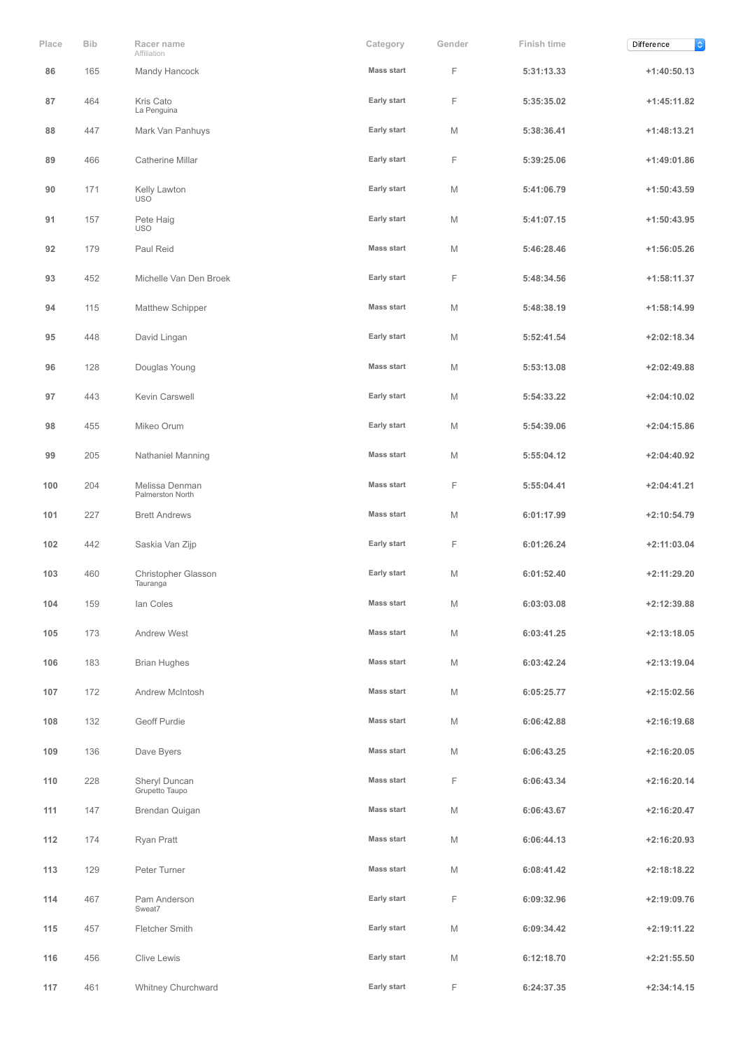| Place | Bib | Racer name<br>Affiliation | Category | Gender | Finish time | Difference |
|---|---|---|---|---|---|---|
| 86 | 165 | Mandy Hancock | Mass start | F | 5:31:13.33 | +1:40:50.13 |
| 87 | 464 | Kris Cato<br>La Penguina | Early start | F | 5:35:35.02 | +1:45:11.82 |
| 88 | 447 | Mark Van Panhuys | Early start | M | 5:38:36.41 | +1:48:13.21 |
| 89 | 466 | Catherine Millar | Early start | F | 5:39:25.06 | +1:49:01.86 |
| 90 | 171 | Kelly Lawton<br>USO | Early start | M | 5:41:06.79 | +1:50:43.59 |
| 91 | 157 | Pete Haig<br>USO | Early start | M | 5:41:07.15 | +1:50:43.95 |
| 92 | 179 | Paul Reid | Mass start | M | 5:46:28.46 | +1:56:05.26 |
| 93 | 452 | Michelle Van Den Broek | Early start | F | 5:48:34.56 | +1:58:11.37 |
| 94 | 115 | Matthew Schipper | Mass start | M | 5:48:38.19 | +1:58:14.99 |
| 95 | 448 | David Lingan | Early start | M | 5:52:41.54 | +2:02:18.34 |
| 96 | 128 | Douglas Young | Mass start | M | 5:53:13.08 | +2:02:49.88 |
| 97 | 443 | Kevin Carswell | Early start | M | 5:54:33.22 | +2:04:10.02 |
| 98 | 455 | Mikeo Orum | Early start | M | 5:54:39.06 | +2:04:15.86 |
| 99 | 205 | Nathaniel Manning | Mass start | M | 5:55:04.12 | +2:04:40.92 |
| 100 | 204 | Melissa Denman<br>Palmerston North | Mass start | F | 5:55:04.41 | +2:04:41.21 |
| 101 | 227 | Brett Andrews | Mass start | M | 6:01:17.99 | +2:10:54.79 |
| 102 | 442 | Saskia Van Zijp | Early start | F | 6:01:26.24 | +2:11:03.04 |
| 103 | 460 | Christopher Glasson<br>Tauranga | Early start | M | 6:01:52.40 | +2:11:29.20 |
| 104 | 159 | Ian Coles | Mass start | M | 6:03:03.08 | +2:12:39.88 |
| 105 | 173 | Andrew West | Mass start | M | 6:03:41.25 | +2:13:18.05 |
| 106 | 183 | Brian Hughes | Mass start | M | 6:03:42.24 | +2:13:19.04 |
| 107 | 172 | Andrew McIntosh | Mass start | M | 6:05:25.77 | +2:15:02.56 |
| 108 | 132 | Geoff Purdie | Mass start | M | 6:06:42.88 | +2:16:19.68 |
| 109 | 136 | Dave Byers | Mass start | M | 6:06:43.25 | +2:16:20.05 |
| 110 | 228 | Sheryl Duncan<br>Grupetto Taupo | Mass start | F | 6:06:43.34 | +2:16:20.14 |
| 111 | 147 | Brendan Quigan | Mass start | M | 6:06:43.67 | +2:16:20.47 |
| 112 | 174 | Ryan Pratt | Mass start | M | 6:06:44.13 | +2:16:20.93 |
| 113 | 129 | Peter Turner | Mass start | M | 6:08:41.42 | +2:18:18.22 |
| 114 | 467 | Pam Anderson<br>Sweat7 | Early start | F | 6:09:32.96 | +2:19:09.76 |
| 115 | 457 | Fletcher Smith | Early start | M | 6:09:34.42 | +2:19:11.22 |
| 116 | 456 | Clive Lewis | Early start | M | 6:12:18.70 | +2:21:55.50 |
| 117 | 461 | Whitney Churchward | Early start | F | 6:24:37.35 | +2:34:14.15 |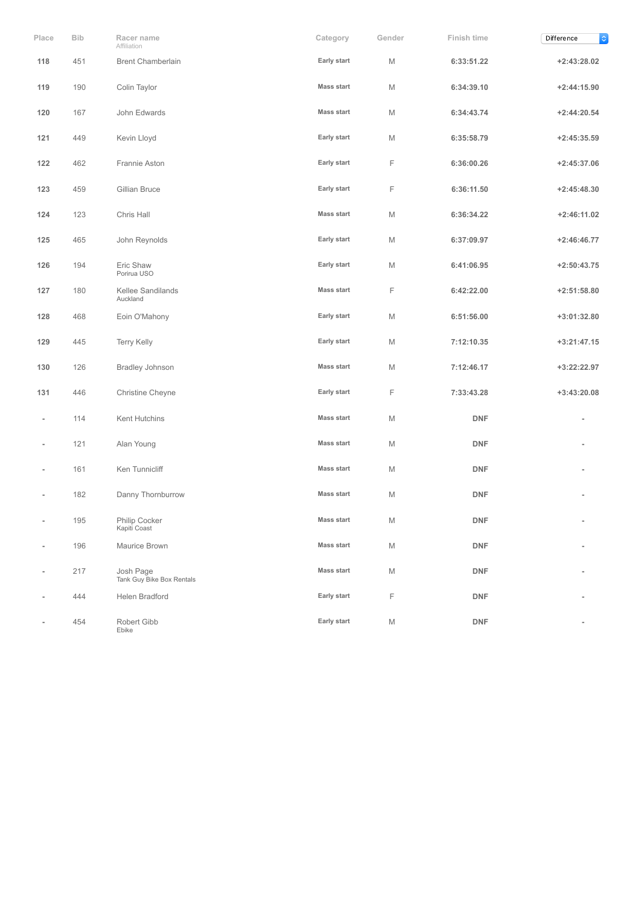| Place | Bib | Racer name<br>Affiliation | Category | Gender | Finish time | Difference |
|---|---|---|---|---|---|---|
| 118 | 451 | Brent Chamberlain | Early start | M | 6:33:51.22 | +2:43:28.02 |
| 119 | 190 | Colin Taylor | Mass start | M | 6:34:39.10 | +2:44:15.90 |
| 120 | 167 | John Edwards | Mass start | M | 6:34:43.74 | +2:44:20.54 |
| 121 | 449 | Kevin Lloyd | Early start | M | 6:35:58.79 | +2:45:35.59 |
| 122 | 462 | Frannie Aston | Early start | F | 6:36:00.26 | +2:45:37.06 |
| 123 | 459 | Gillian Bruce | Early start | F | 6:36:11.50 | +2:45:48.30 |
| 124 | 123 | Chris Hall | Mass start | M | 6:36:34.22 | +2:46:11.02 |
| 125 | 465 | John Reynolds | Early start | M | 6:37:09.97 | +2:46:46.77 |
| 126 | 194 | Eric Shaw<br>Porirua USO | Early start | M | 6:41:06.95 | +2:50:43.75 |
| 127 | 180 | Kellee Sandilands<br>Auckland | Mass start | F | 6:42:22.00 | +2:51:58.80 |
| 128 | 468 | Eoin O'Mahony | Early start | M | 6:51:56.00 | +3:01:32.80 |
| 129 | 445 | Terry Kelly | Early start | M | 7:12:10.35 | +3:21:47.15 |
| 130 | 126 | Bradley Johnson | Mass start | M | 7:12:46.17 | +3:22:22.97 |
| 131 | 446 | Christine Cheyne | Early start | F | 7:33:43.28 | +3:43:20.08 |
| - | 114 | Kent Hutchins | Mass start | M | DNF | - |
| - | 121 | Alan Young | Mass start | M | DNF | - |
| - | 161 | Ken Tunnicliff | Mass start | M | DNF | - |
| - | 182 | Danny Thornburrow | Mass start | M | DNF | - |
| - | 195 | Philip Cocker<br>Kapiti Coast | Mass start | M | DNF | - |
| - | 196 | Maurice Brown | Mass start | M | DNF | - |
| - | 217 | Josh Page<br>Tank Guy Bike Box Rentals | Mass start | M | DNF | - |
| - | 444 | Helen Bradford | Early start | F | DNF | - |
| - | 454 | Robert Gibb<br>Ebike | Early start | M | DNF | - |